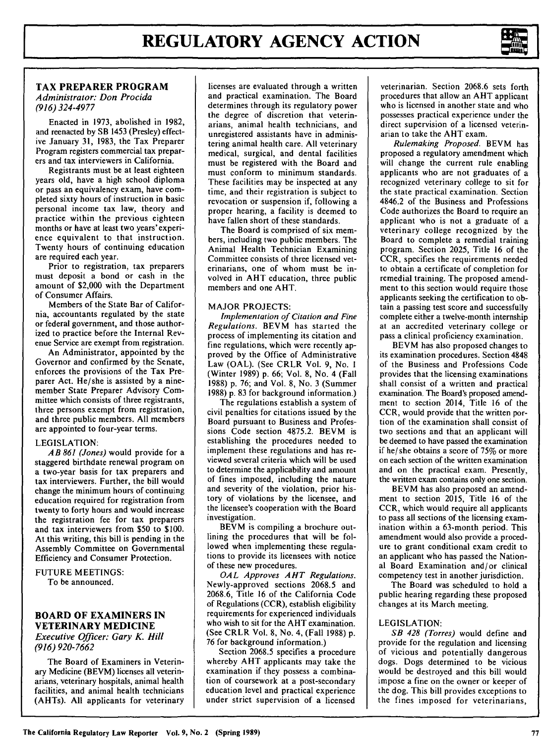## TAX PREPARER PROGRAM

*Administrator: Don Procida*
*(916) 324-4977*

Enacted in 1973, abolished in 1982, and reenacted by SB 1453 (Presley) effective January 31, 1983, the Tax Preparer Program registers commercial tax preparers and tax interviewers in California.

Registrants must be at least eighteen years old, have a high school diploma or pass an equivalency exam, have completed sixty hours of instruction in basic personal income tax law, theory and practice within the previous eighteen months or have at least two years' experience equivalent to that instruction. Twenty hours of continuing education are required each year.

Prior to registration, tax preparers must deposit a bond or cash in the amount of $2,000 with the Department of Consumer Affairs.

Members of the State Bar of California, accountants regulated by the state or federal government, and those authorized to practice before the Internal Revenue Service are exempt from registration.

An Administrator, appointed by the Governor and confirmed by the Senate, enforces the provisions of the Tax Preparer Act. He/she is assisted by a nine-member State Preparer Advisory Committee which consists of three registrants, three persons exempt from registration, and three public members. All members are appointed to four-year terms.

### LEGISLATION:

*AB 861 (Jones)* would provide for a staggered birthdate renewal program on a two-year basis for tax preparers and tax interviewers. Further, the bill would change the minimum hours of continuing education required for registration from twenty to forty hours and would increase the registration fee for tax preparers and tax interviewers from $50 to $100. At this writing, this bill is pending in the Assembly Committee on Governmental Efficiency and Consumer Protection.

### FUTURE MEETINGS:

To be announced.

## BOARD OF EXAMINERS IN VETERINARY MEDICINE

*Executive Officer: Gary K. Hill*
*(916) 920-7662*

The Board of Examiners in Veterinary Medicine (BEVM) licenses all veterinarians, veterinary hospitals, animal health facilities, and animal health technicians (AHTs). All applicants for veterinary licenses are evaluated through a written and practical examination. The Board determines through its regulatory power the degree of discretion that veterinarians, animal health technicians, and unregistered assistants have in administering animal health care. All veterinary medical, surgical, and dental facilities must be registered with the Board and must conform to minimum standards. These facilities may be inspected at any time, and their registration is subject to revocation or suspension if, following a proper hearing, a facility is deemed to have fallen short of these standards.

The Board is comprised of six members, including two public members. The Animal Health Technician Examining Committee consists of three licensed veterinarians, one of whom must be involved in AHT education, three public members and one AHT.

### MAJOR PROJECTS:

*Implementation of Citation and Fine Regulations.* BEVM has started the process of implementing its citation and fine regulations, which were recently approved by the Office of Administrative Law (OAL). (See CRLR Vol. 9, No. 1 (Winter 1989) p. 66; Vol. 8, No. 4 (Fall 1988) p. 76; and Vol. 8, No. 3 (Summer 1988) p. 83 for background information.)

The regulations establish a system of civil penalties for citations issued by the Board pursuant to Business and Professions Code section 4875.2. BEVM is establishing the procedures needed to implement these regulations and has reviewed several criteria which will be used to determine the applicability and amount of fines imposed, including the nature and severity of the violation, prior history of violations by the licensee, and the licensee's cooperation with the Board investigation.

BEVM is compiling a brochure outlining the procedures that will be followed when implementing these regulations to provide its licensees with notice of these new procedures.

*OAL Approves AHT Regulations.* Newly-approved sections 2068.5 and 2068.6, Title 16 of the California Code of Regulations (CCR), establish eligibility requirements for experienced individuals who wish to sit for the AHT examination. (See CRLR Vol. 8, No. 4, (Fall 1988) p. 76 for background information.)

Section 2068.5 specifies a procedure whereby AHT applicants may take the examination if they possess a combination of coursework at a post-secondary education level and practical experience under strict supervision of a licensed veterinarian. Section 2068.6 sets forth procedures that allow an AHT applicant who is licensed in another state and who possesses practical experience under the direct supervision of a licensed veterinarian to take the AHT exam.

*Rulemaking Proposed.* BEVM has proposed a regulatory amendment which will change the current rule enabling applicants who are not graduates of a recognized veterinary college to sit for the state practical examination. Section 4846.2 of the Business and Professions Code authorizes the Board to require an applicant who is not a graduate of a veterinary college recognized by the Board to complete a remedial training program. Section 2025, Title 16 of the CCR, specifies the requirements needed to obtain a certificate of completion for remedial training. The proposed amendment to this section would require those applicants seeking the certification to obtain a passing test score and successfully complete either a twelve-month internship at an accredited veterinary college or pass a clinical proficiency examination.

BEVM has also proposed changes to its examination procedures. Section 4848 of the Business and Professions Code provides that the licensing examinations shall consist of a written and practical examination. The Board's proposed amendment to section 2014, Title 16 of the CCR, would provide that the written portion of the examination shall consist of two sections and that an applicant will be deemed to have passed the examination if he/she obtains a score of 75% or more on each section of the written examination and on the practical exam. Presently, the written exam contains only one section.

BEVM has also proposed an amendment to section 2015, Title 16 of the CCR, which would require all applicants to pass all sections of the licensing examination within a 63-month period. This amendment would also provide a procedure to grant conditional exam credit to an applicant who has passed the National Board Examination and/or clinical competency test in another jurisdiction.

The Board was scheduled to hold a public hearing regarding these proposed changes at its March meeting.

### LEGISLATION:

*SB 428 (Torres)* would define and provide for the regulation and licensing of vicious and potentially dangerous dogs. Dogs determined to be vicious would be destroyed and this bill would impose a fine on the owner or keeper of the dog. This bill provides exceptions to the fines imposed for veterinarians,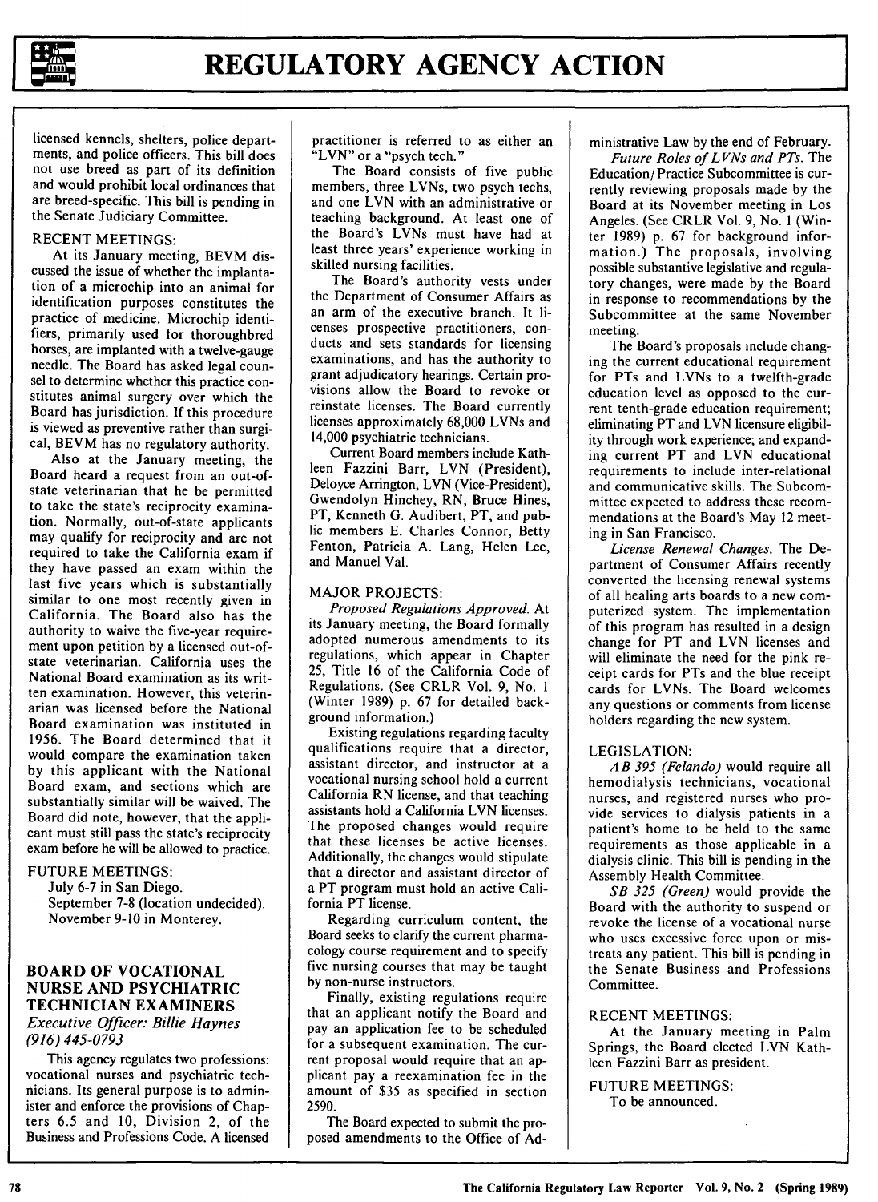licensed kennels, shelters, police departments, and police officers. This bill does not use breed as part of its definition and would prohibit local ordinances that are breed-specific. This bill is pending in the Senate Judiciary Committee.

RECENT MEETINGS:

At its January meeting, BEVM discussed the issue of whether the implantation of a microchip into an animal for identification purposes constitutes the practice of medicine. Microchip identifiers, primarily used for thoroughbred horses, are implanted with a twelve-gauge needle. The Board has asked legal counsel to determine whether this practice constitutes animal surgery over which the Board has jurisdiction. If this procedure is viewed as preventive rather than surgical, BEVM has no regulatory authority.

Also at the January meeting, the Board heard a request from an out-of-state veterinarian that he be permitted to take the state's reciprocity examination. Normally, out-of-state applicants may qualify for reciprocity and are not required to take the California exam if they have passed an exam within the last five years which is substantially similar to one most recently given in California. The Board also has the authority to waive the five-year requirement upon petition by a licensed out-of-state veterinarian. California uses the National Board examination as its written examination. However, this veterinarian was licensed before the National Board examination was instituted in 1956. The Board determined that it would compare the examination taken by this applicant with the National Board exam, and sections which are substantially similar will be waived. The Board did note, however, that the applicant must still pass the state's reciprocity exam before he will be allowed to practice.

FUTURE MEETINGS:

July 6-7 in San Diego.
September 7-8 (location undecided).
November 9-10 in Monterey.

## BOARD OF VOCATIONAL NURSE AND PSYCHIATRIC TECHNICIAN EXAMINERS

*Executive Officer: Billie Haynes*
*(916) 445-0793*

This agency regulates two professions: vocational nurses and psychiatric technicians. Its general purpose is to administer and enforce the provisions of Chapters 6.5 and 10, Division 2, of the Business and Professions Code. A licensed practitioner is referred to as either an "LVN" or a "psych tech."

The Board consists of five public members, three LVNs, two psych techs, and one LVN with an administrative or teaching background. At least one of the Board's LVNs must have had at least three years' experience working in skilled nursing facilities.

The Board's authority vests under the Department of Consumer Affairs as an arm of the executive branch. It licenses prospective practitioners, conducts and sets standards for licensing examinations, and has the authority to grant adjudicatory hearings. Certain provisions allow the Board to revoke or reinstate licenses. The Board currently licenses approximately 68,000 LVNs and 14,000 psychiatric technicians.

Current Board members include Kathleen Fazzini Barr, LVN (President), Deloyce Arrington, LVN (Vice-President), Gwendolyn Hinchey, RN, Bruce Hines, PT, Kenneth G. Audibert, PT, and public members E. Charles Connor, Betty Fenton, Patricia A. Lang, Helen Lee, and Manuel Val.

MAJOR PROJECTS:

*Proposed Regulations Approved.* At its January meeting, the Board formally adopted numerous amendments to its regulations, which appear in Chapter 25, Title 16 of the California Code of Regulations. (See CRLR Vol. 9, No. 1 (Winter 1989) p. 67 for detailed background information.)

Existing regulations regarding faculty qualifications require that a director, assistant director, and instructor at a vocational nursing school hold a current California RN license, and that teaching assistants hold a California LVN licenses. The proposed changes would require that these licenses be active licenses. Additionally, the changes would stipulate that a director and assistant director of a PT program must hold an active California PT license.

Regarding curriculum content, the Board seeks to clarify the current pharmacology course requirement and to specify five nursing courses that may be taught by non-nurse instructors.

Finally, existing regulations require that an applicant notify the Board and pay an application fee to be scheduled for a subsequent examination. The current proposal would require that an applicant pay a reexamination fee in the amount of $35 as specified in section 2590.

The Board expected to submit the proposed amendments to the Office of Administrative Law by the end of February.

*Future Roles of LVNs and PTs.* The Education/Practice Subcommittee is currently reviewing proposals made by the Board at its November meeting in Los Angeles. (See CRLR Vol. 9, No. 1 (Winter 1989) p. 67 for background information.) The proposals, involving possible substantive legislative and regulatory changes, were made by the Board in response to recommendations by the Subcommittee at the same November meeting.

The Board's proposals include changing the current educational requirement for PTs and LVNs to a twelfth-grade education level as opposed to the current tenth-grade education requirement; eliminating PT and LVN licensure eligibility through work experience; and expanding current PT and LVN educational requirements to include inter-relational and communicative skills. The Subcommittee expected to address these recommendations at the Board's May 12 meeting in San Francisco.

*License Renewal Changes.* The Department of Consumer Affairs recently converted the licensing renewal systems of all healing arts boards to a new computerized system. The implementation of this program has resulted in a design change for PT and LVN licenses and will eliminate the need for the pink receipt cards for PTs and the blue receipt cards for LVNs. The Board welcomes any questions or comments from license holders regarding the new system.

LEGISLATION:

*AB 395 (Felando)* would require all hemodialysis technicians, vocational nurses, and registered nurses who provide services to dialysis patients in a patient's home to be held to the same requirements as those applicable in a dialysis clinic. This bill is pending in the Assembly Health Committee.

*SB 325 (Green)* would provide the Board with the authority to suspend or revoke the license of a vocational nurse who uses excessive force upon or mistreats any patient. This bill is pending in the Senate Business and Professions Committee.

RECENT MEETINGS:

At the January meeting in Palm Springs, the Board elected LVN Kathleen Fazzini Barr as president.

FUTURE MEETINGS:

To be announced.